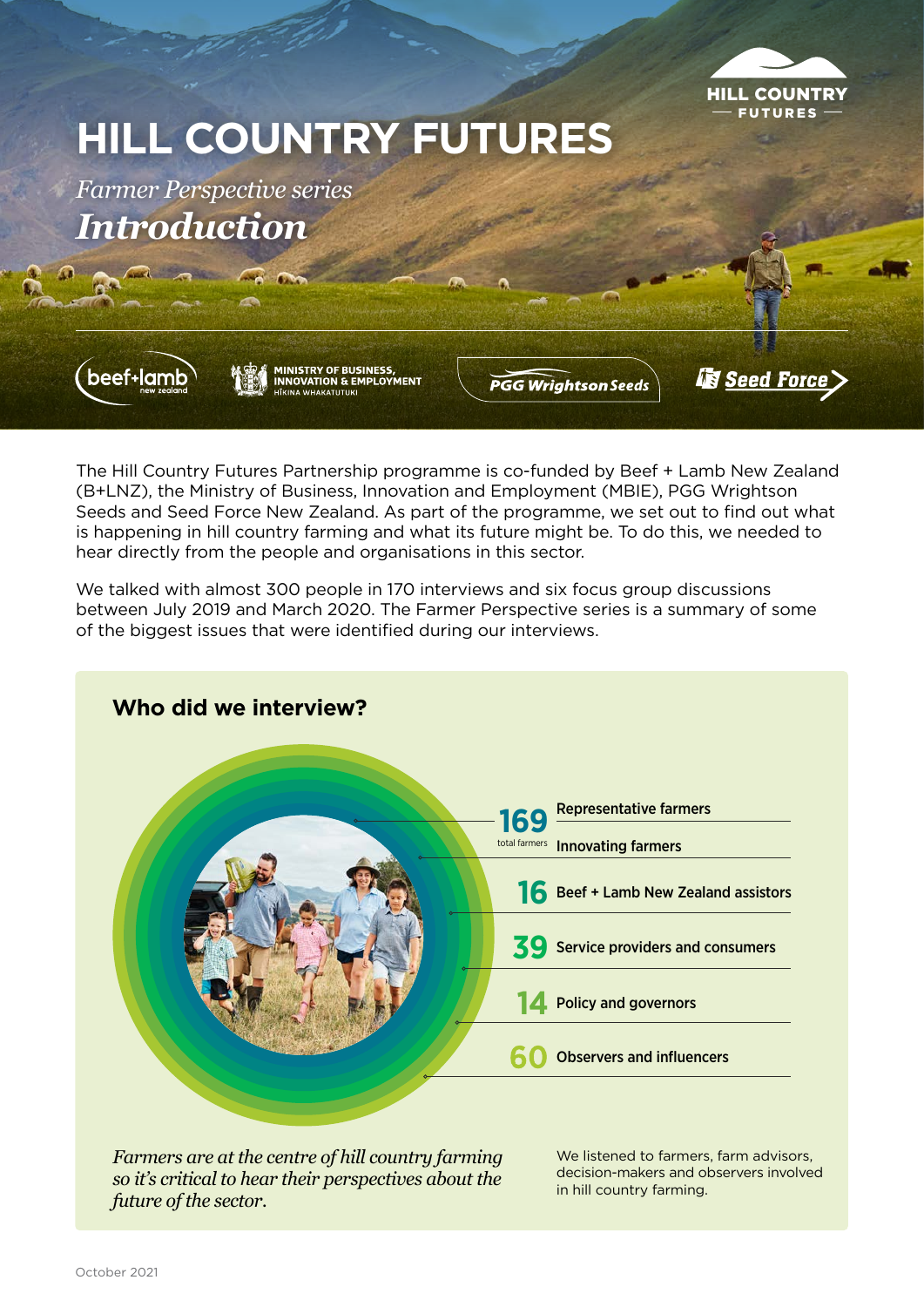# HILL COUNTRY FUTURES

*Farmer Perspective series*

***Introduction***

The Hill Country Futures Partnership programme is co-funded by Beef + Lamb New Zealand (B+LNZ), the Ministry of Business, Innovation and Employment (MBIE), PGG Wrightson Seeds and Seed Force New Zealand. As part of the programme, we set out to find out what is happening in hill country farming and what its future might be. To do this, we needed to hear directly from the people and organisations in this sector.

We talked with almost 300 people in 170 interviews and six focus group discussions between July 2019 and March 2020. The Farmer Perspective series is a summary of some of the biggest issues that were identified during our interviews.

## Who did we interview?

- **169** total farmers
  - Representative farmers
  - Innovating farmers
- **16** Beef + Lamb New Zealand assistors
- **39** Service providers and consumers
- **14** Policy and governors
- **60** Observers and influencers

*Farmers are at the centre of hill country farming so it's critical to hear their perspectives about the future of the sector.*

We listened to farmers, farm advisors, decision-makers and observers involved in hill country farming.

October 2021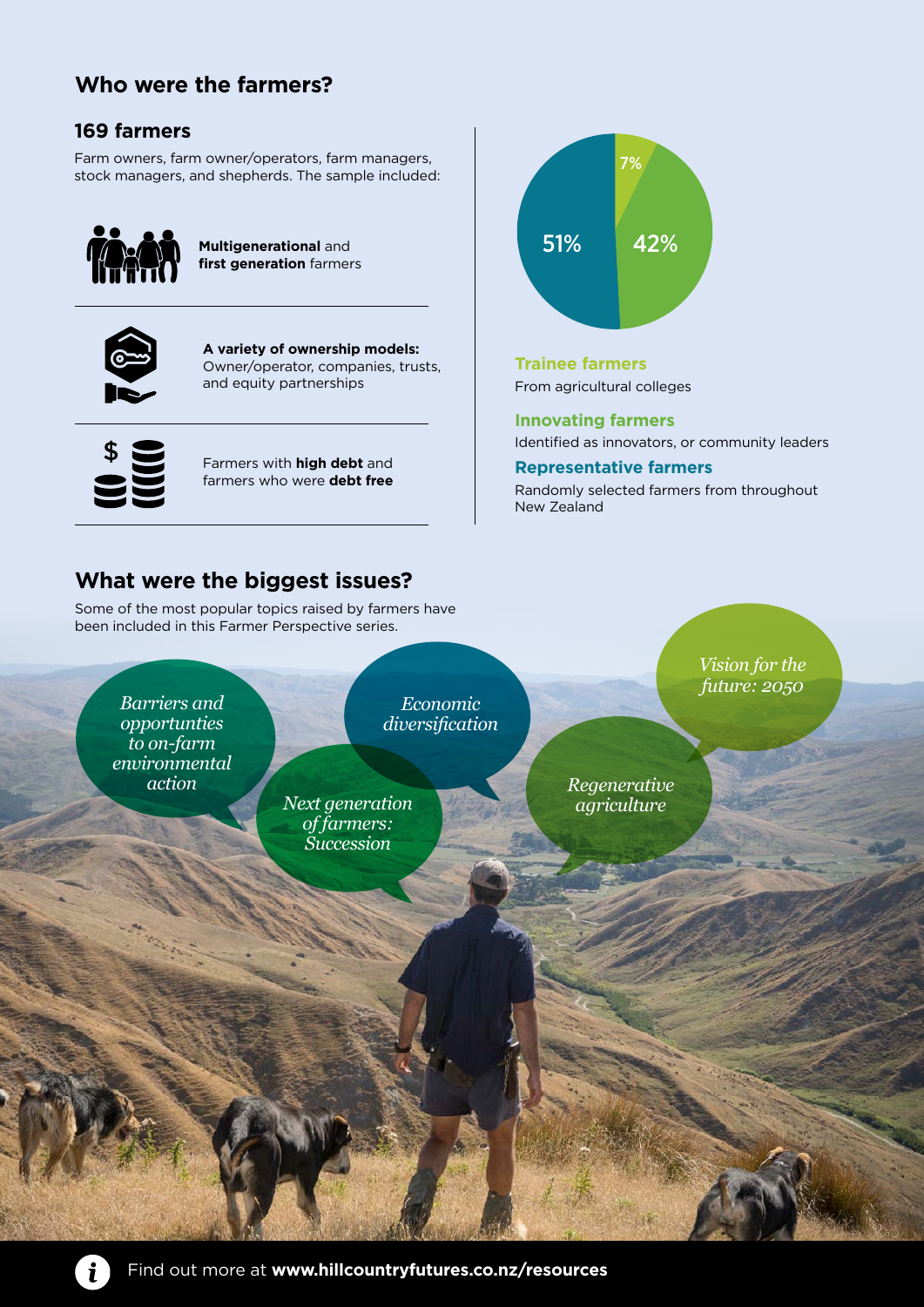## Who were the farmers?

### 169 farmers

Farm owners, farm owner/operators, farm managers, stock managers, and shepherds. The sample included:

**Multigenerational** and **first generation** farmers

**A variety of ownership models:** Owner/operator, companies, trusts, and equity partnerships

Farmers with **high debt** and farmers who were **debt free**

7%

51%

42%

**Trainee farmers**
From agricultural colleges

**Innovating farmers**
Identified as innovators, or community leaders

**Representative farmers**
Randomly selected farmers from throughout New Zealand

## What were the biggest issues?

Some of the most popular topics raised by farmers have been included in this Farmer Perspective series.

*Barriers and opportunities to on-farm environmental action*

*Economic diversification*

*Vision for the future: 2050*

*Next generation of farmers: Succession*

*Regenerative agriculture*

Find out more at **www.hillcountryfutures.co.nz/resources**